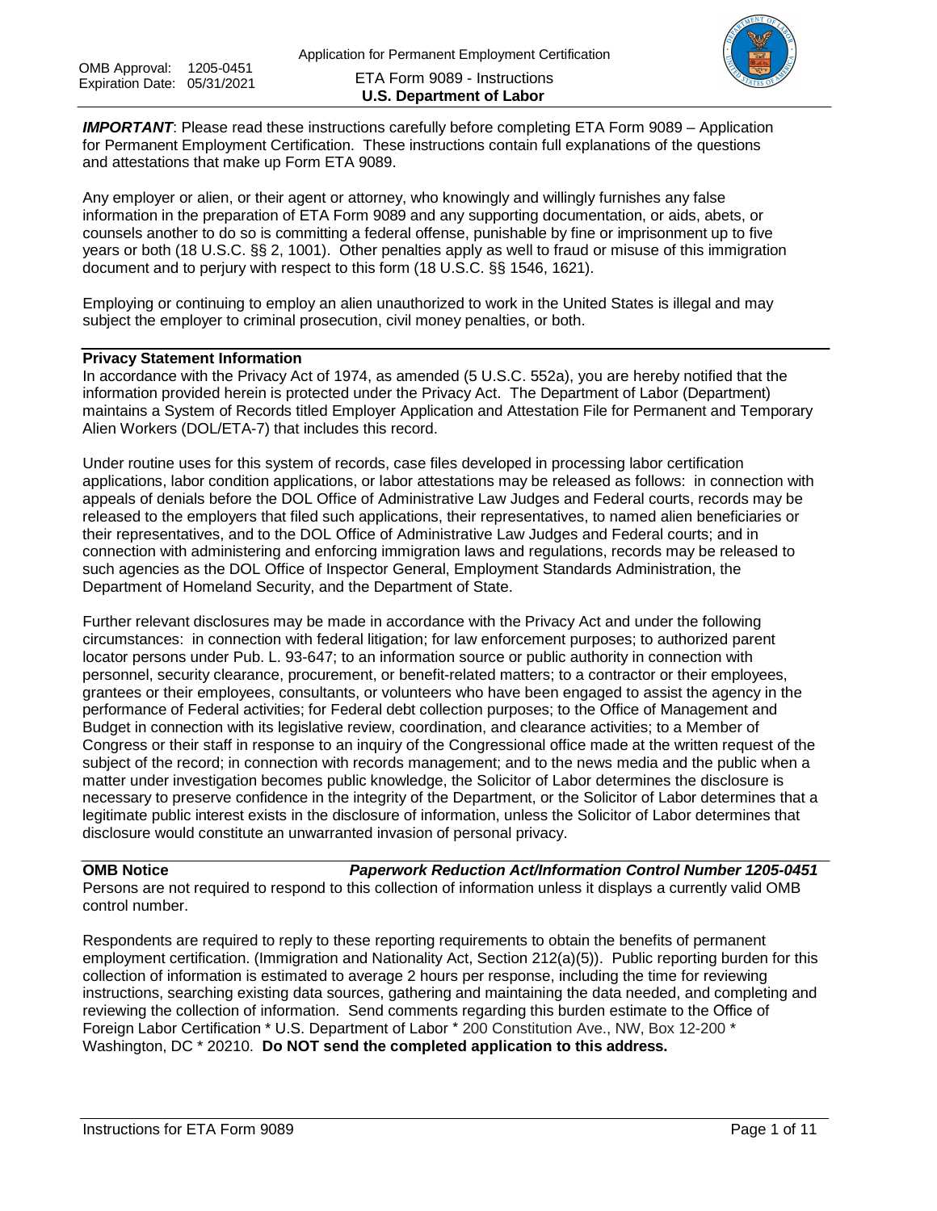OMB Approval: 1205-0451
Expiration Date: 05/31/2021

Application for Permanent Employment Certification

ETA Form 9089 - Instructions
**U.S. Department of Labor**

***IMPORTANT***: Please read these instructions carefully before completing ETA Form 9089 – Application for Permanent Employment Certification. These instructions contain full explanations of the questions and attestations that make up Form ETA 9089.

Any employer or alien, or their agent or attorney, who knowingly and willingly furnishes any false information in the preparation of ETA Form 9089 and any supporting documentation, or aids, abets, or counsels another to do so is committing a federal offense, punishable by fine or imprisonment up to five years or both (18 U.S.C. §§ 2, 1001). Other penalties apply as well to fraud or misuse of this immigration document and to perjury with respect to this form (18 U.S.C. §§ 1546, 1621).

Employing or continuing to employ an alien unauthorized to work in the United States is illegal and may subject the employer to criminal prosecution, civil money penalties, or both.

**Privacy Statement Information**

In accordance with the Privacy Act of 1974, as amended (5 U.S.C. 552a), you are hereby notified that the information provided herein is protected under the Privacy Act. The Department of Labor (Department) maintains a System of Records titled Employer Application and Attestation File for Permanent and Temporary Alien Workers (DOL/ETA-7) that includes this record.

Under routine uses for this system of records, case files developed in processing labor certification applications, labor condition applications, or labor attestations may be released as follows: in connection with appeals of denials before the DOL Office of Administrative Law Judges and Federal courts, records may be released to the employers that filed such applications, their representatives, to named alien beneficiaries or their representatives, and to the DOL Office of Administrative Law Judges and Federal courts; and in connection with administering and enforcing immigration laws and regulations, records may be released to such agencies as the DOL Office of Inspector General, Employment Standards Administration, the Department of Homeland Security, and the Department of State.

Further relevant disclosures may be made in accordance with the Privacy Act and under the following circumstances: in connection with federal litigation; for law enforcement purposes; to authorized parent locator persons under Pub. L. 93-647; to an information source or public authority in connection with personnel, security clearance, procurement, or benefit-related matters; to a contractor or their employees, grantees or their employees, consultants, or volunteers who have been engaged to assist the agency in the performance of Federal activities; for Federal debt collection purposes; to the Office of Management and Budget in connection with its legislative review, coordination, and clearance activities; to a Member of Congress or their staff in response to an inquiry of the Congressional office made at the written request of the subject of the record; in connection with records management; and to the news media and the public when a matter under investigation becomes public knowledge, the Solicitor of Labor determines the disclosure is necessary to preserve confidence in the integrity of the Department, or the Solicitor of Labor determines that a legitimate public interest exists in the disclosure of information, unless the Solicitor of Labor determines that disclosure would constitute an unwarranted invasion of personal privacy.

**OMB Notice** ***Paperwork Reduction Act/Information Control Number 1205-0451***

Persons are not required to respond to this collection of information unless it displays a currently valid OMB control number.

Respondents are required to reply to these reporting requirements to obtain the benefits of permanent employment certification. (Immigration and Nationality Act, Section 212(a)(5)). Public reporting burden for this collection of information is estimated to average 2 hours per response, including the time for reviewing instructions, searching existing data sources, gathering and maintaining the data needed, and completing and reviewing the collection of information. Send comments regarding this burden estimate to the Office of Foreign Labor Certification * U.S. Department of Labor * 200 Constitution Ave., NW, Box 12-200 * Washington, DC * 20210. **Do NOT send the completed application to this address.**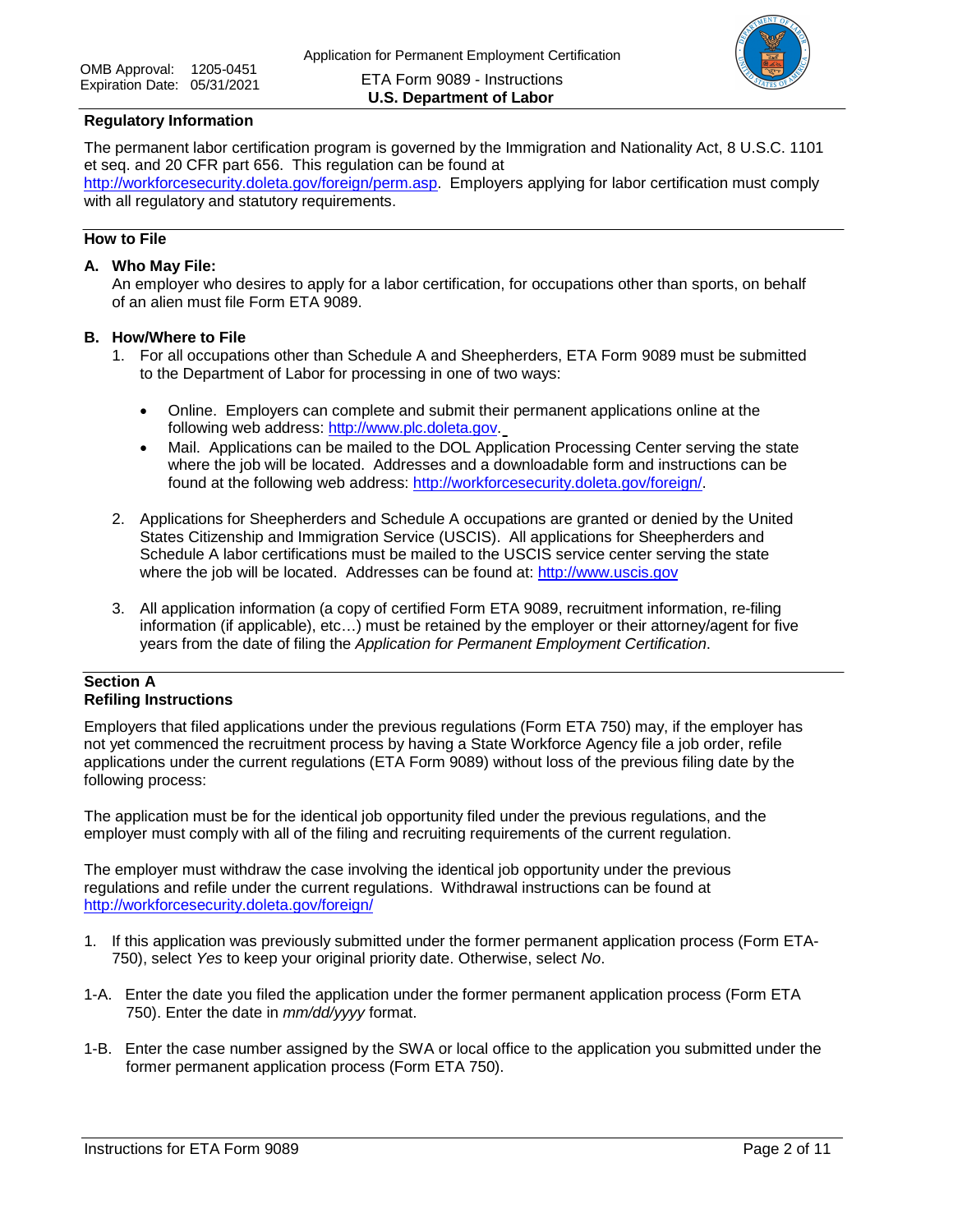## Regulatory Information

The permanent labor certification program is governed by the Immigration and Nationality Act, 8 U.S.C. 1101 et seq. and 20 CFR part 656. This regulation can be found at http://workforcesecurity.doleta.gov/foreign/perm.asp. Employers applying for labor certification must comply with all regulatory and statutory requirements.

## How to File

**A. Who May File:**
An employer who desires to apply for a labor certification, for occupations other than sports, on behalf of an alien must file Form ETA 9089.

**B. How/Where to File**

1. For all occupations other than Schedule A and Sheepherders, ETA Form 9089 must be submitted to the Department of Labor for processing in one of two ways:

   - Online. Employers can complete and submit their permanent applications online at the following web address: http://www.plc.doleta.gov.
   - Mail. Applications can be mailed to the DOL Application Processing Center serving the state where the job will be located. Addresses and a downloadable form and instructions can be found at the following web address: http://workforcesecurity.doleta.gov/foreign/.

2. Applications for Sheepherders and Schedule A occupations are granted or denied by the United States Citizenship and Immigration Service (USCIS). All applications for Sheepherders and Schedule A labor certifications must be mailed to the USCIS service center serving the state where the job will be located. Addresses can be found at: http://www.uscis.gov

3. All application information (a copy of certified Form ETA 9089, recruitment information, re-filing information (if applicable), etc…) must be retained by the employer or their attorney/agent for five years from the date of filing the *Application for Permanent Employment Certification*.

## Section A
## Refiling Instructions

Employers that filed applications under the previous regulations (Form ETA 750) may, if the employer has not yet commenced the recruitment process by having a State Workforce Agency file a job order, refile applications under the current regulations (ETA Form 9089) without loss of the previous filing date by the following process:

The application must be for the identical job opportunity filed under the previous regulations, and the employer must comply with all of the filing and recruiting requirements of the current regulation.

The employer must withdraw the case involving the identical job opportunity under the previous regulations and refile under the current regulations. Withdrawal instructions can be found at http://workforcesecurity.doleta.gov/foreign/

1. If this application was previously submitted under the former permanent application process (Form ETA-750), select *Yes* to keep your original priority date. Otherwise, select *No*.

1-A. Enter the date you filed the application under the former permanent application process (Form ETA 750). Enter the date in *mm/dd/yyyy* format.

1-B. Enter the case number assigned by the SWA or local office to the application you submitted under the former permanent application process (Form ETA 750).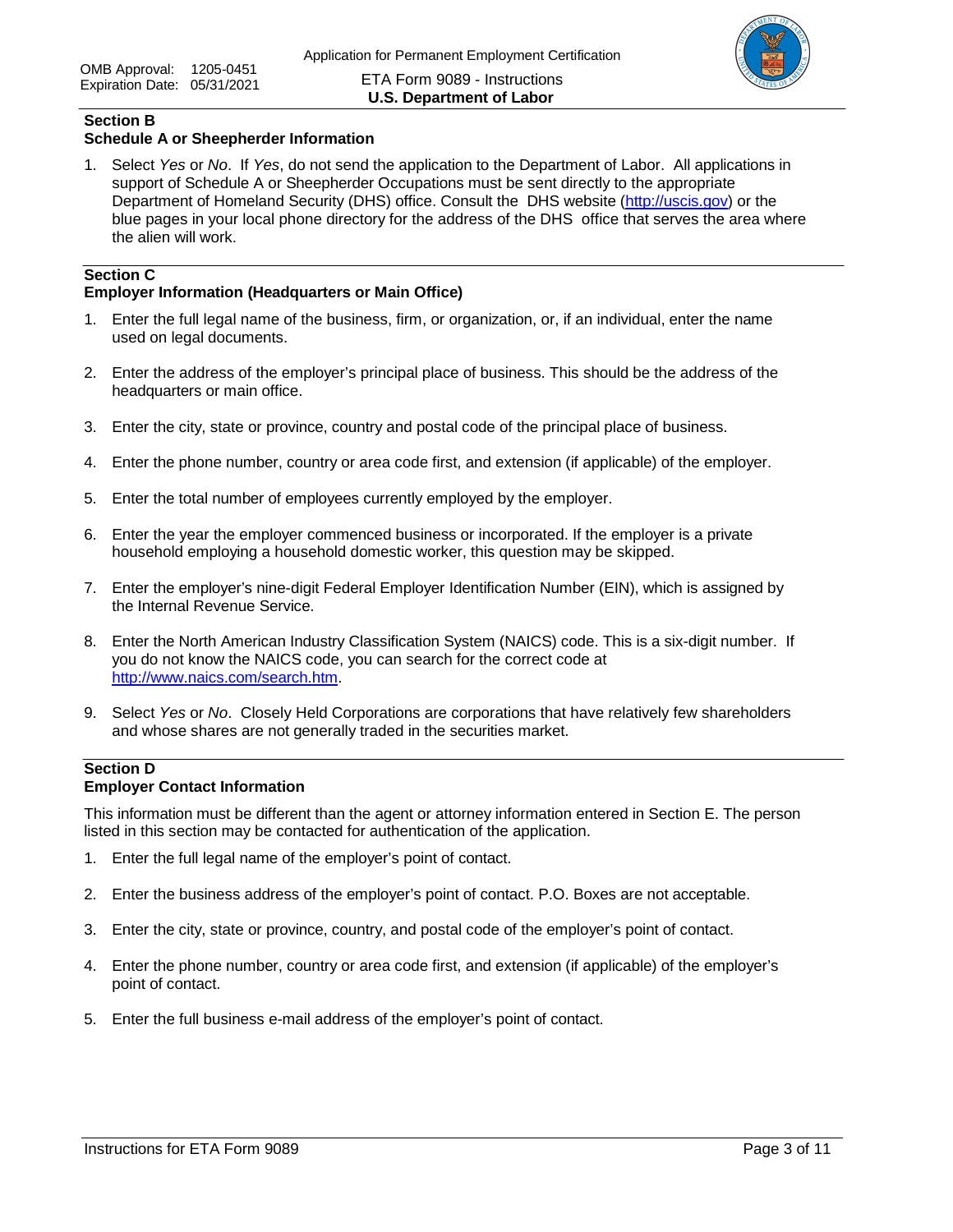## Section B
### Schedule A or Sheepherder Information

1. Select *Yes* or *No*. If *Yes*, do not send the application to the Department of Labor. All applications in support of Schedule A or Sheepherder Occupations must be sent directly to the appropriate Department of Homeland Security (DHS) office. Consult the DHS website (http://uscis.gov) or the blue pages in your local phone directory for the address of the DHS office that serves the area where the alien will work.

## Section C
### Employer Information (Headquarters or Main Office)

1. Enter the full legal name of the business, firm, or organization, or, if an individual, enter the name used on legal documents.
2. Enter the address of the employer's principal place of business. This should be the address of the headquarters or main office.
3. Enter the city, state or province, country and postal code of the principal place of business.
4. Enter the phone number, country or area code first, and extension (if applicable) of the employer.
5. Enter the total number of employees currently employed by the employer.
6. Enter the year the employer commenced business or incorporated. If the employer is a private household employing a household domestic worker, this question may be skipped.
7. Enter the employer's nine-digit Federal Employer Identification Number (EIN), which is assigned by the Internal Revenue Service.
8. Enter the North American Industry Classification System (NAICS) code. This is a six-digit number. If you do not know the NAICS code, you can search for the correct code at http://www.naics.com/search.htm.
9. Select *Yes* or *No*. Closely Held Corporations are corporations that have relatively few shareholders and whose shares are not generally traded in the securities market.

## Section D
### Employer Contact Information

This information must be different than the agent or attorney information entered in Section E. The person listed in this section may be contacted for authentication of the application.

1. Enter the full legal name of the employer's point of contact.
2. Enter the business address of the employer's point of contact. P.O. Boxes are not acceptable.
3. Enter the city, state or province, country, and postal code of the employer's point of contact.
4. Enter the phone number, country or area code first, and extension (if applicable) of the employer's point of contact.
5. Enter the full business e-mail address of the employer's point of contact.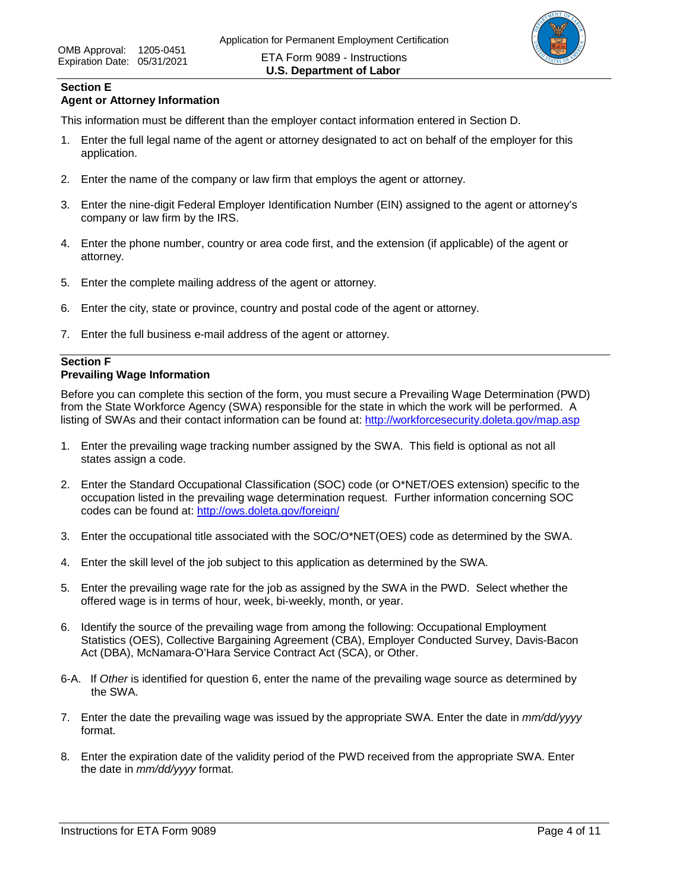## Section E
## Agent or Attorney Information

This information must be different than the employer contact information entered in Section D.

1. Enter the full legal name of the agent or attorney designated to act on behalf of the employer for this application.

2. Enter the name of the company or law firm that employs the agent or attorney.

3. Enter the nine-digit Federal Employer Identification Number (EIN) assigned to the agent or attorney's company or law firm by the IRS.

4. Enter the phone number, country or area code first, and the extension (if applicable) of the agent or attorney.

5. Enter the complete mailing address of the agent or attorney.

6. Enter the city, state or province, country and postal code of the agent or attorney.

7. Enter the full business e-mail address of the agent or attorney.

## Section F
## Prevailing Wage Information

Before you can complete this section of the form, you must secure a Prevailing Wage Determination (PWD) from the State Workforce Agency (SWA) responsible for the state in which the work will be performed. A listing of SWAs and their contact information can be found at: http://workforcesecurity.doleta.gov/map.asp

1. Enter the prevailing wage tracking number assigned by the SWA. This field is optional as not all states assign a code.

2. Enter the Standard Occupational Classification (SOC) code (or O*NET/OES extension) specific to the occupation listed in the prevailing wage determination request. Further information concerning SOC codes can be found at: http://ows.doleta.gov/foreign/

3. Enter the occupational title associated with the SOC/O*NET(OES) code as determined by the SWA.

4. Enter the skill level of the job subject to this application as determined by the SWA.

5. Enter the prevailing wage rate for the job as assigned by the SWA in the PWD. Select whether the offered wage is in terms of hour, week, bi-weekly, month, or year.

6. Identify the source of the prevailing wage from among the following: Occupational Employment Statistics (OES), Collective Bargaining Agreement (CBA), Employer Conducted Survey, Davis-Bacon Act (DBA), McNamara-O'Hara Service Contract Act (SCA), or Other.

6-A. If *Other* is identified for question 6, enter the name of the prevailing wage source as determined by the SWA.

7. Enter the date the prevailing wage was issued by the appropriate SWA. Enter the date in *mm/dd/yyyy* format.

8. Enter the expiration date of the validity period of the PWD received from the appropriate SWA. Enter the date in *mm/dd/yyyy* format.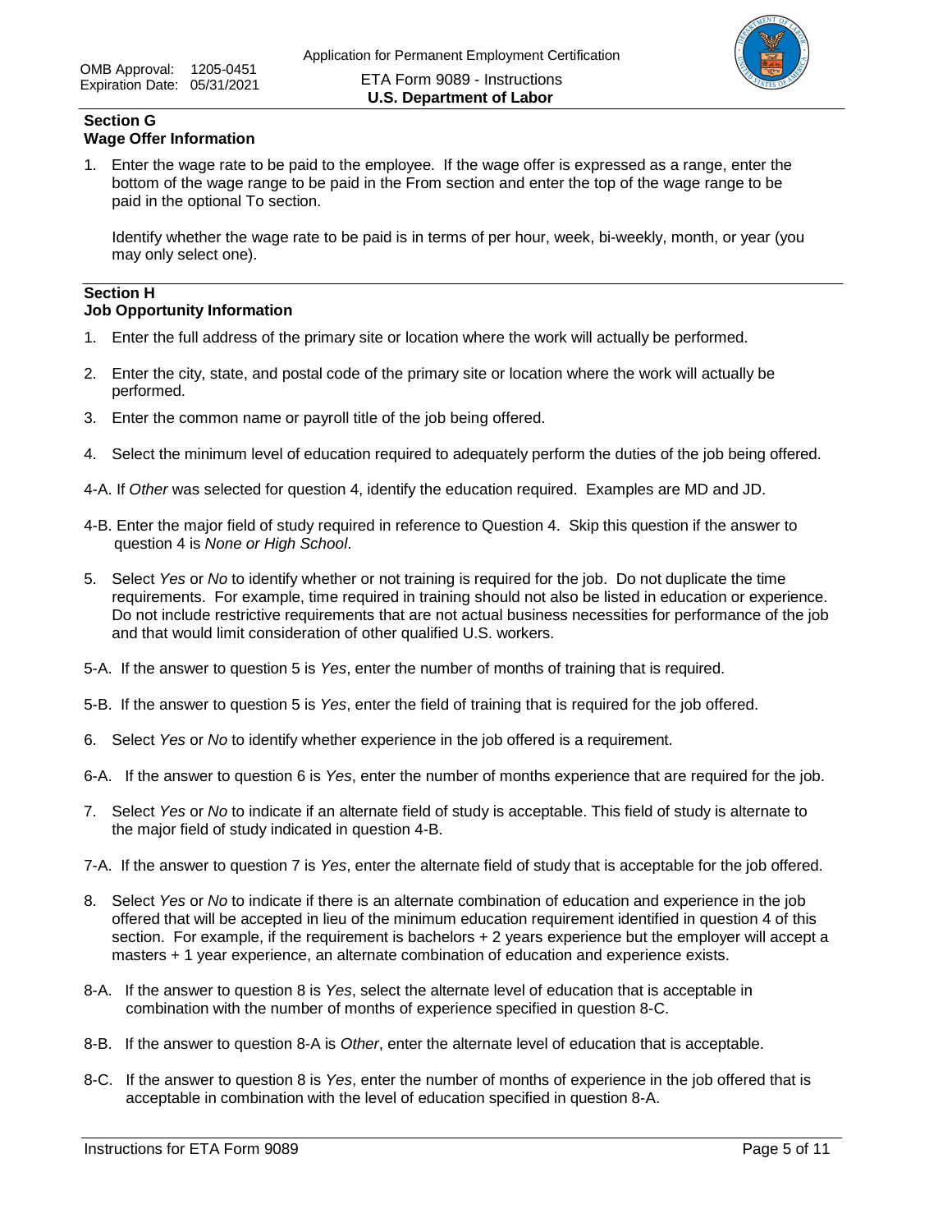## Section G
## Wage Offer Information

1. Enter the wage rate to be paid to the employee. If the wage offer is expressed as a range, enter the bottom of the wage range to be paid in the From section and enter the top of the wage range to be paid in the optional To section.

   Identify whether the wage rate to be paid is in terms of per hour, week, bi-weekly, month, or year (you may only select one).

## Section H
## Job Opportunity Information

1. Enter the full address of the primary site or location where the work will actually be performed.

2. Enter the city, state, and postal code of the primary site or location where the work will actually be performed.

3. Enter the common name or payroll title of the job being offered.

4. Select the minimum level of education required to adequately perform the duties of the job being offered.

4-A. If *Other* was selected for question 4, identify the education required. Examples are MD and JD.

4-B. Enter the major field of study required in reference to Question 4. Skip this question if the answer to question 4 is *None or High School*.

5. Select *Yes* or *No* to identify whether or not training is required for the job. Do not duplicate the time requirements. For example, time required in training should not also be listed in education or experience. Do not include restrictive requirements that are not actual business necessities for performance of the job and that would limit consideration of other qualified U.S. workers.

5-A. If the answer to question 5 is *Yes*, enter the number of months of training that is required.

5-B. If the answer to question 5 is *Yes*, enter the field of training that is required for the job offered.

6. Select *Yes* or *No* to identify whether experience in the job offered is a requirement.

6-A. If the answer to question 6 is *Yes*, enter the number of months experience that are required for the job.

7. Select *Yes* or *No* to indicate if an alternate field of study is acceptable. This field of study is alternate to the major field of study indicated in question 4-B.

7-A. If the answer to question 7 is *Yes*, enter the alternate field of study that is acceptable for the job offered.

8. Select *Yes* or *No* to indicate if there is an alternate combination of education and experience in the job offered that will be accepted in lieu of the minimum education requirement identified in question 4 of this section. For example, if the requirement is bachelors + 2 years experience but the employer will accept a masters + 1 year experience, an alternate combination of education and experience exists.

8-A. If the answer to question 8 is *Yes*, select the alternate level of education that is acceptable in combination with the number of months of experience specified in question 8-C.

8-B. If the answer to question 8-A is *Other*, enter the alternate level of education that is acceptable.

8-C. If the answer to question 8 is *Yes*, enter the number of months of experience in the job offered that is acceptable in combination with the level of education specified in question 8-A.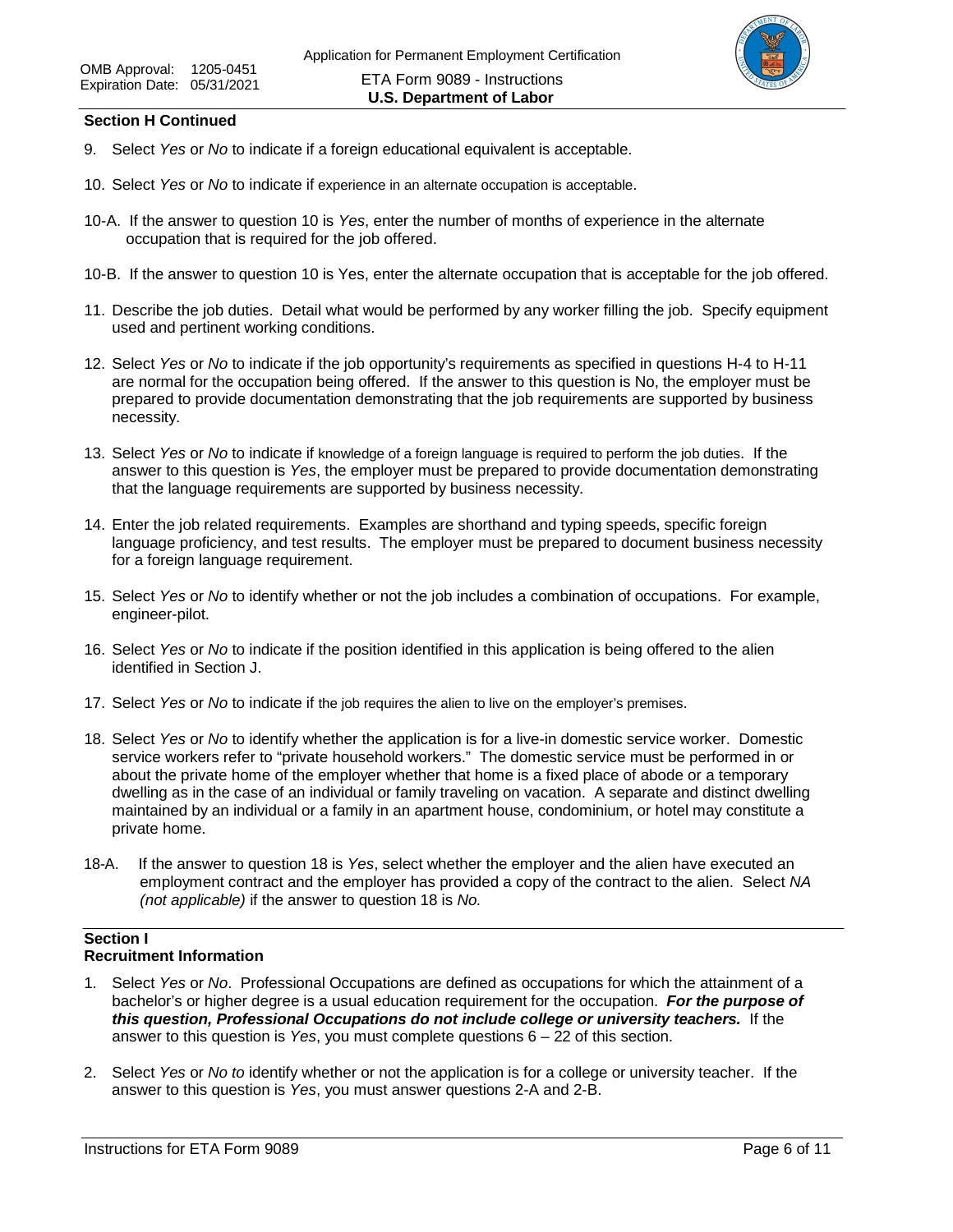**Section H Continued**

9. Select *Yes* or *No* to indicate if a foreign educational equivalent is acceptable.

10. Select *Yes* or *No* to indicate if experience in an alternate occupation is acceptable.

10-A. If the answer to question 10 is *Yes*, enter the number of months of experience in the alternate occupation that is required for the job offered.

10-B. If the answer to question 10 is Yes, enter the alternate occupation that is acceptable for the job offered.

11. Describe the job duties. Detail what would be performed by any worker filling the job. Specify equipment used and pertinent working conditions.

12. Select *Yes* or *No* to indicate if the job opportunity's requirements as specified in questions H-4 to H-11 are normal for the occupation being offered. If the answer to this question is No, the employer must be prepared to provide documentation demonstrating that the job requirements are supported by business necessity.

13. Select *Yes* or *No* to indicate if knowledge of a foreign language is required to perform the job duties. If the answer to this question is *Yes*, the employer must be prepared to provide documentation demonstrating that the language requirements are supported by business necessity.

14. Enter the job related requirements. Examples are shorthand and typing speeds, specific foreign language proficiency, and test results. The employer must be prepared to document business necessity for a foreign language requirement.

15. Select *Yes* or *No* to identify whether or not the job includes a combination of occupations. For example, engineer-pilot.

16. Select *Yes* or *No* to indicate if the position identified in this application is being offered to the alien identified in Section J.

17. Select *Yes* or *No* to indicate if the job requires the alien to live on the employer's premises.

18. Select *Yes* or *No* to identify whether the application is for a live-in domestic service worker. Domestic service workers refer to "private household workers." The domestic service must be performed in or about the private home of the employer whether that home is a fixed place of abode or a temporary dwelling as in the case of an individual or family traveling on vacation. A separate and distinct dwelling maintained by an individual or a family in an apartment house, condominium, or hotel may constitute a private home.

18-A. If the answer to question 18 is *Yes*, select whether the employer and the alien have executed an employment contract and the employer has provided a copy of the contract to the alien. Select *NA (not applicable)* if the answer to question 18 is *No.*

**Section I**
**Recruitment Information**

1. Select *Yes* or *No*. Professional Occupations are defined as occupations for which the attainment of a bachelor's or higher degree is a usual education requirement for the occupation. ***For the purpose of this question, Professional Occupations do not include college or university teachers.*** If the answer to this question is *Yes*, you must complete questions 6 – 22 of this section.

2. Select *Yes* or *No to* identify whether or not the application is for a college or university teacher. If the answer to this question is *Yes*, you must answer questions 2-A and 2-B.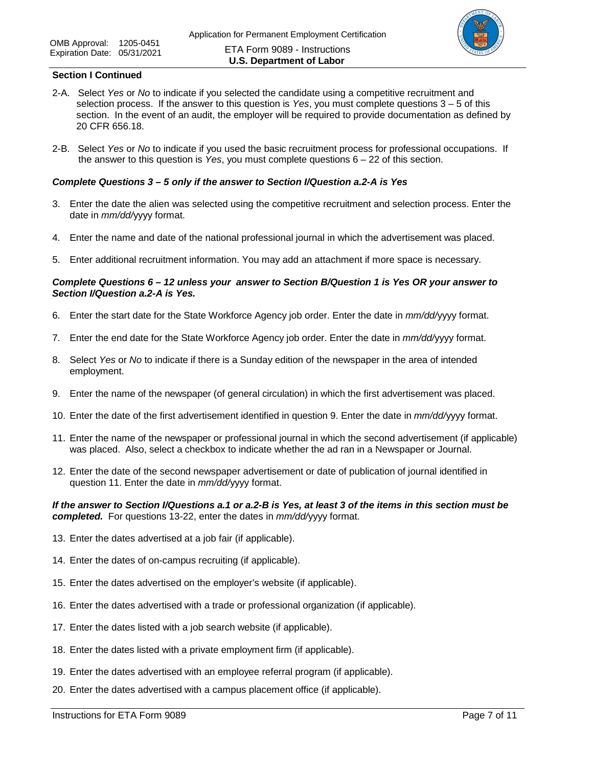### Section I Continued

2-A. Select *Yes* or *No* to indicate if you selected the candidate using a competitive recruitment and selection process. If the answer to this question is *Yes*, you must complete questions 3 – 5 of this section. In the event of an audit, the employer will be required to provide documentation as defined by 20 CFR 656.18.

2-B. Select *Yes* or *No* to indicate if you used the basic recruitment process for professional occupations. If the answer to this question is *Yes*, you must complete questions 6 – 22 of this section.

***Complete Questions 3 – 5 only if the answer to Section I/Question a.2-A is Yes***

3. Enter the date the alien was selected using the competitive recruitment and selection process. Enter the date in *mm/dd/*yyyy format.
4. Enter the name and date of the national professional journal in which the advertisement was placed.
5. Enter additional recruitment information. You may add an attachment if more space is necessary.

***Complete Questions 6 – 12 unless your answer to Section B/Question 1 is Yes OR your answer to Section I/Question a.2-A is Yes.***

6. Enter the start date for the State Workforce Agency job order. Enter the date in *mm/dd/*yyyy format.
7. Enter the end date for the State Workforce Agency job order. Enter the date in *mm/dd/*yyyy format.
8. Select *Yes* or *No* to indicate if there is a Sunday edition of the newspaper in the area of intended employment.
9. Enter the name of the newspaper (of general circulation) in which the first advertisement was placed.
10. Enter the date of the first advertisement identified in question 9. Enter the date in *mm/dd/*yyyy format.
11. Enter the name of the newspaper or professional journal in which the second advertisement (if applicable) was placed. Also, select a checkbox to indicate whether the ad ran in a Newspaper or Journal.
12. Enter the date of the second newspaper advertisement or date of publication of journal identified in question 11. Enter the date in *mm/dd/*yyyy format.

***If the answer to Section I/Questions a.1 or a.2-B is Yes, at least 3 of the items in this section must be completed.*** For questions 13-22, enter the dates in *mm/dd/*yyyy format.

13. Enter the dates advertised at a job fair (if applicable).
14. Enter the dates of on-campus recruiting (if applicable).
15. Enter the dates advertised on the employer's website (if applicable).
16. Enter the dates advertised with a trade or professional organization (if applicable).
17. Enter the dates listed with a job search website (if applicable).
18. Enter the dates listed with a private employment firm (if applicable).
19. Enter the dates advertised with an employee referral program (if applicable).
20. Enter the dates advertised with a campus placement office (if applicable).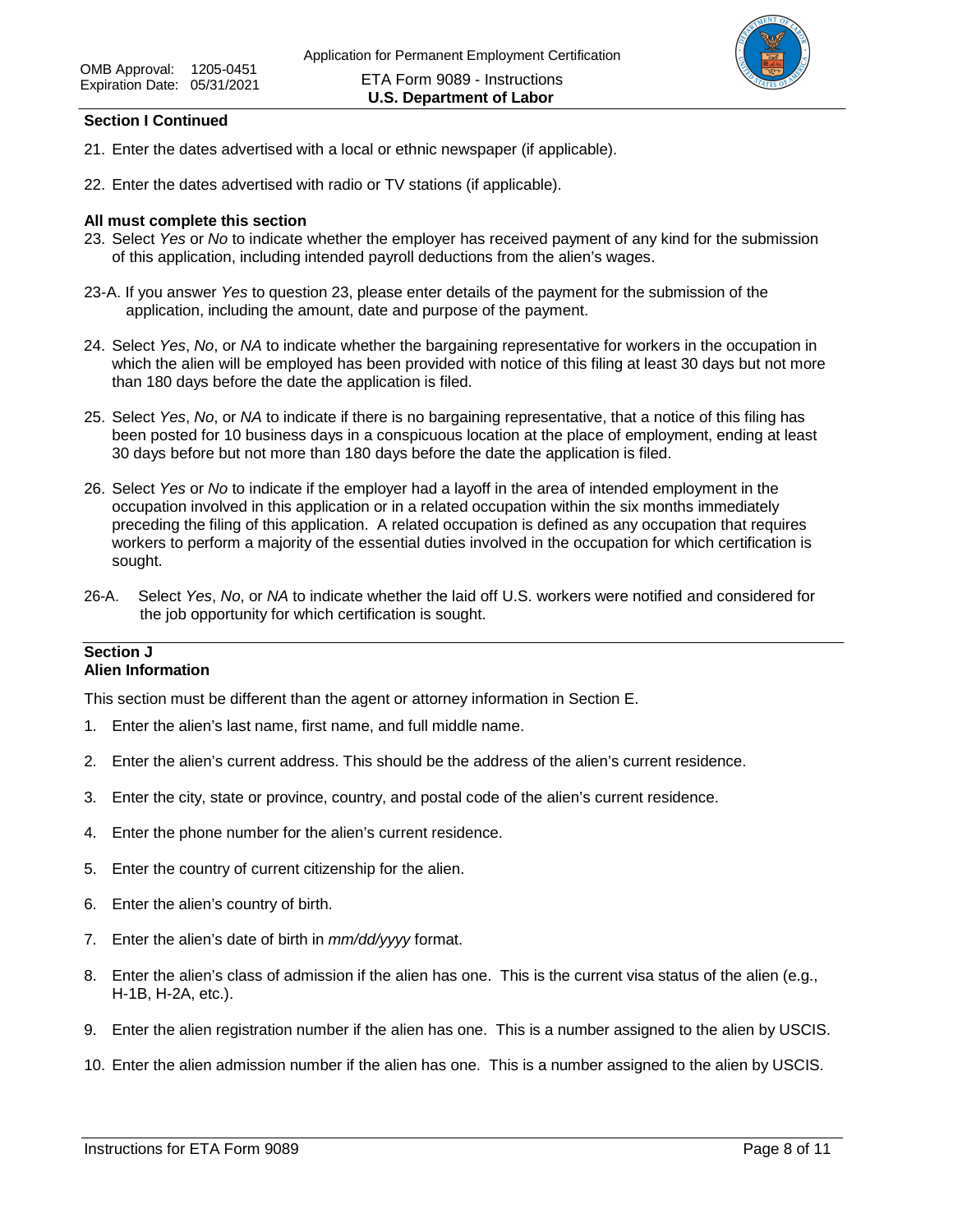**Section I Continued**

21. Enter the dates advertised with a local or ethnic newspaper (if applicable).

22. Enter the dates advertised with radio or TV stations (if applicable).

**All must complete this section**

23. Select *Yes* or *No* to indicate whether the employer has received payment of any kind for the submission of this application, including intended payroll deductions from the alien's wages.

23-A. If you answer *Yes* to question 23, please enter details of the payment for the submission of the application, including the amount, date and purpose of the payment.

24. Select *Yes*, *No*, or *NA* to indicate whether the bargaining representative for workers in the occupation in which the alien will be employed has been provided with notice of this filing at least 30 days but not more than 180 days before the date the application is filed.

25. Select *Yes*, *No*, or *NA* to indicate if there is no bargaining representative, that a notice of this filing has been posted for 10 business days in a conspicuous location at the place of employment, ending at least 30 days before but not more than 180 days before the date the application is filed.

26. Select *Yes* or *No* to indicate if the employer had a layoff in the area of intended employment in the occupation involved in this application or in a related occupation within the six months immediately preceding the filing of this application. A related occupation is defined as any occupation that requires workers to perform a majority of the essential duties involved in the occupation for which certification is sought.

26-A. Select *Yes*, *No*, or *NA* to indicate whether the laid off U.S. workers were notified and considered for the job opportunity for which certification is sought.

## Section J
## Alien Information

This section must be different than the agent or attorney information in Section E.

1. Enter the alien's last name, first name, and full middle name.
2. Enter the alien's current address. This should be the address of the alien's current residence.
3. Enter the city, state or province, country, and postal code of the alien's current residence.
4. Enter the phone number for the alien's current residence.
5. Enter the country of current citizenship for the alien.
6. Enter the alien's country of birth.
7. Enter the alien's date of birth in *mm/dd/yyyy* format.
8. Enter the alien's class of admission if the alien has one. This is the current visa status of the alien (e.g., H-1B, H-2A, etc.).
9. Enter the alien registration number if the alien has one. This is a number assigned to the alien by USCIS.
10. Enter the alien admission number if the alien has one. This is a number assigned to the alien by USCIS.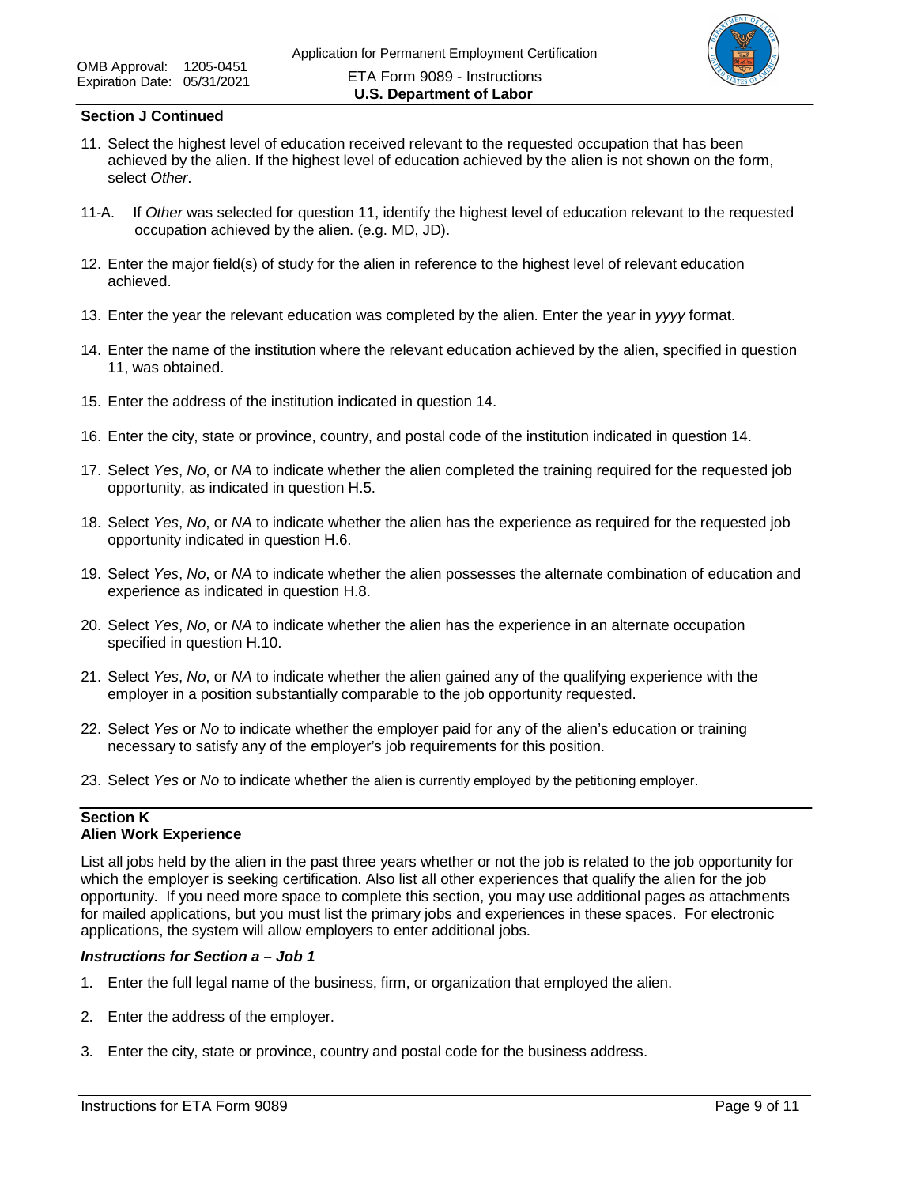**Section J Continued**

11. Select the highest level of education received relevant to the requested occupation that has been achieved by the alien. If the highest level of education achieved by the alien is not shown on the form, select *Other*.

11-A. If *Other* was selected for question 11, identify the highest level of education relevant to the requested occupation achieved by the alien. (e.g. MD, JD).

12. Enter the major field(s) of study for the alien in reference to the highest level of relevant education achieved.

13. Enter the year the relevant education was completed by the alien. Enter the year in *yyyy* format.

14. Enter the name of the institution where the relevant education achieved by the alien, specified in question 11, was obtained.

15. Enter the address of the institution indicated in question 14.

16. Enter the city, state or province, country, and postal code of the institution indicated in question 14.

17. Select *Yes*, *No*, or *NA* to indicate whether the alien completed the training required for the requested job opportunity, as indicated in question H.5.

18. Select *Yes*, *No*, or *NA* to indicate whether the alien has the experience as required for the requested job opportunity indicated in question H.6.

19. Select *Yes*, *No*, or *NA* to indicate whether the alien possesses the alternate combination of education and experience as indicated in question H.8.

20. Select *Yes*, *No*, or *NA* to indicate whether the alien has the experience in an alternate occupation specified in question H.10.

21. Select *Yes*, *No*, or *NA* to indicate whether the alien gained any of the qualifying experience with the employer in a position substantially comparable to the job opportunity requested.

22. Select *Yes* or *No* to indicate whether the employer paid for any of the alien's education or training necessary to satisfy any of the employer's job requirements for this position.

23. Select *Yes* or *No* to indicate whether the alien is currently employed by the petitioning employer.

## Section K
## Alien Work Experience

List all jobs held by the alien in the past three years whether or not the job is related to the job opportunity for which the employer is seeking certification. Also list all other experiences that qualify the alien for the job opportunity. If you need more space to complete this section, you may use additional pages as attachments for mailed applications, but you must list the primary jobs and experiences in these spaces. For electronic applications, the system will allow employers to enter additional jobs.

***Instructions for Section a – Job 1***

1. Enter the full legal name of the business, firm, or organization that employed the alien.

2. Enter the address of the employer.

3. Enter the city, state or province, country and postal code for the business address.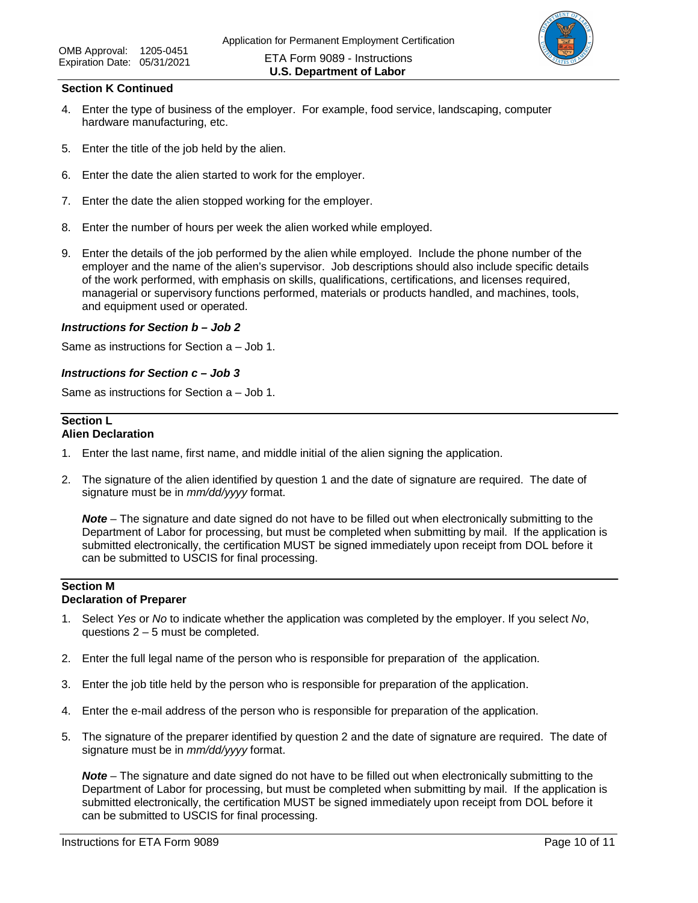**Section K Continued**

4. Enter the type of business of the employer. For example, food service, landscaping, computer hardware manufacturing, etc.

5. Enter the title of the job held by the alien.

6. Enter the date the alien started to work for the employer.

7. Enter the date the alien stopped working for the employer.

8. Enter the number of hours per week the alien worked while employed.

9. Enter the details of the job performed by the alien while employed. Include the phone number of the employer and the name of the alien's supervisor. Job descriptions should also include specific details of the work performed, with emphasis on skills, qualifications, certifications, and licenses required, managerial or supervisory functions performed, materials or products handled, and machines, tools, and equipment used or operated.

***Instructions for Section b – Job 2***

Same as instructions for Section a – Job 1.

***Instructions for Section c – Job 3***

Same as instructions for Section a – Job 1.

## Section L
## Alien Declaration

1. Enter the last name, first name, and middle initial of the alien signing the application.

2. The signature of the alien identified by question 1 and the date of signature are required. The date of signature must be in *mm/dd/yyyy* format.

   ***Note*** – The signature and date signed do not have to be filled out when electronically submitting to the Department of Labor for processing, but must be completed when submitting by mail. If the application is submitted electronically, the certification MUST be signed immediately upon receipt from DOL before it can be submitted to USCIS for final processing.

## Section M
## Declaration of Preparer

1. Select *Yes* or *No* to indicate whether the application was completed by the employer. If you select *No*, questions 2 – 5 must be completed.

2. Enter the full legal name of the person who is responsible for preparation of the application.

3. Enter the job title held by the person who is responsible for preparation of the application.

4. Enter the e-mail address of the person who is responsible for preparation of the application.

5. The signature of the preparer identified by question 2 and the date of signature are required. The date of signature must be in *mm/dd/yyyy* format.

   ***Note*** – The signature and date signed do not have to be filled out when electronically submitting to the Department of Labor for processing, but must be completed when submitting by mail. If the application is submitted electronically, the certification MUST be signed immediately upon receipt from DOL before it can be submitted to USCIS for final processing.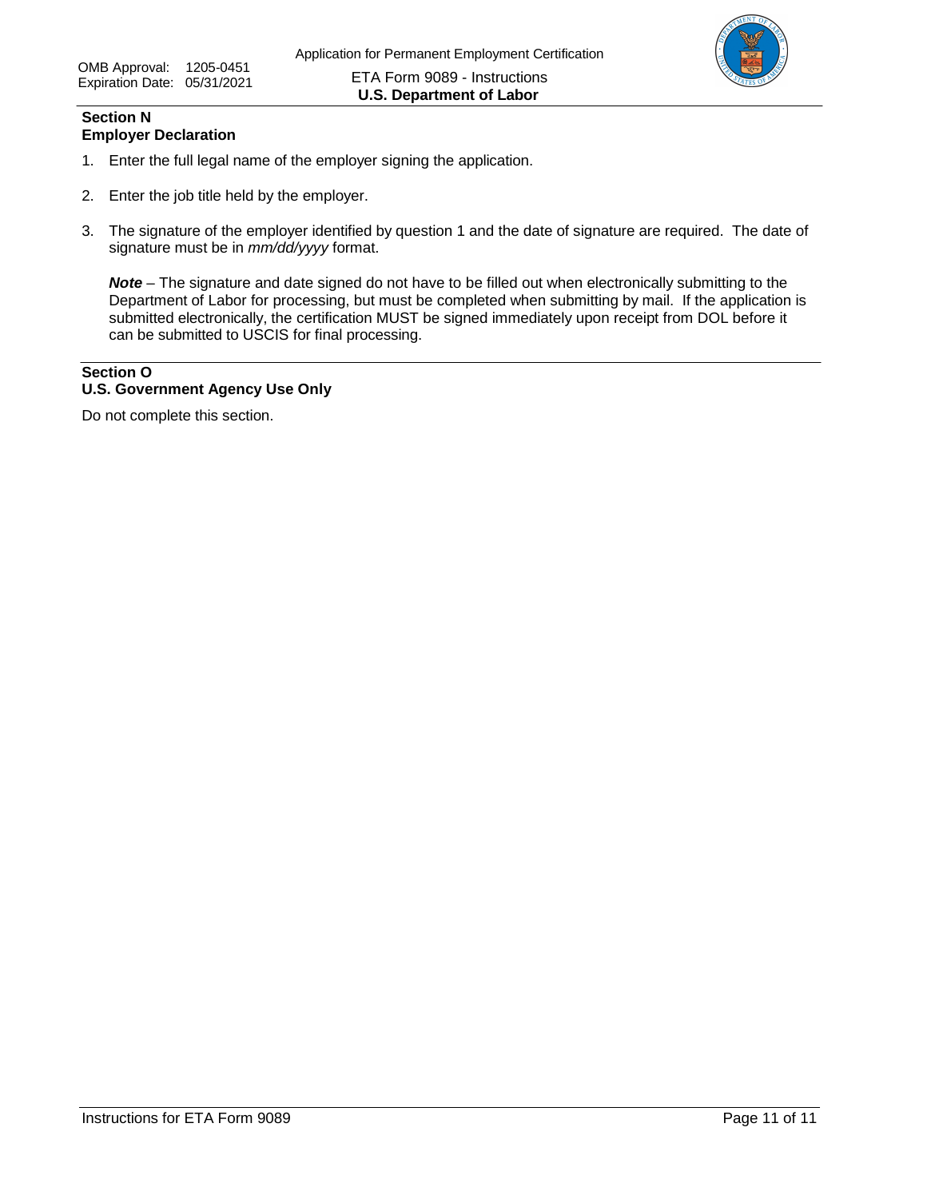## Section N
## Employer Declaration

1. Enter the full legal name of the employer signing the application.

2. Enter the job title held by the employer.

3. The signature of the employer identified by question 1 and the date of signature are required. The date of signature must be in *mm/dd/yyyy* format.

   ***Note*** – The signature and date signed do not have to be filled out when electronically submitting to the Department of Labor for processing, but must be completed when submitting by mail. If the application is submitted electronically, the certification MUST be signed immediately upon receipt from DOL before it can be submitted to USCIS for final processing.

## Section O
## U.S. Government Agency Use Only

Do not complete this section.